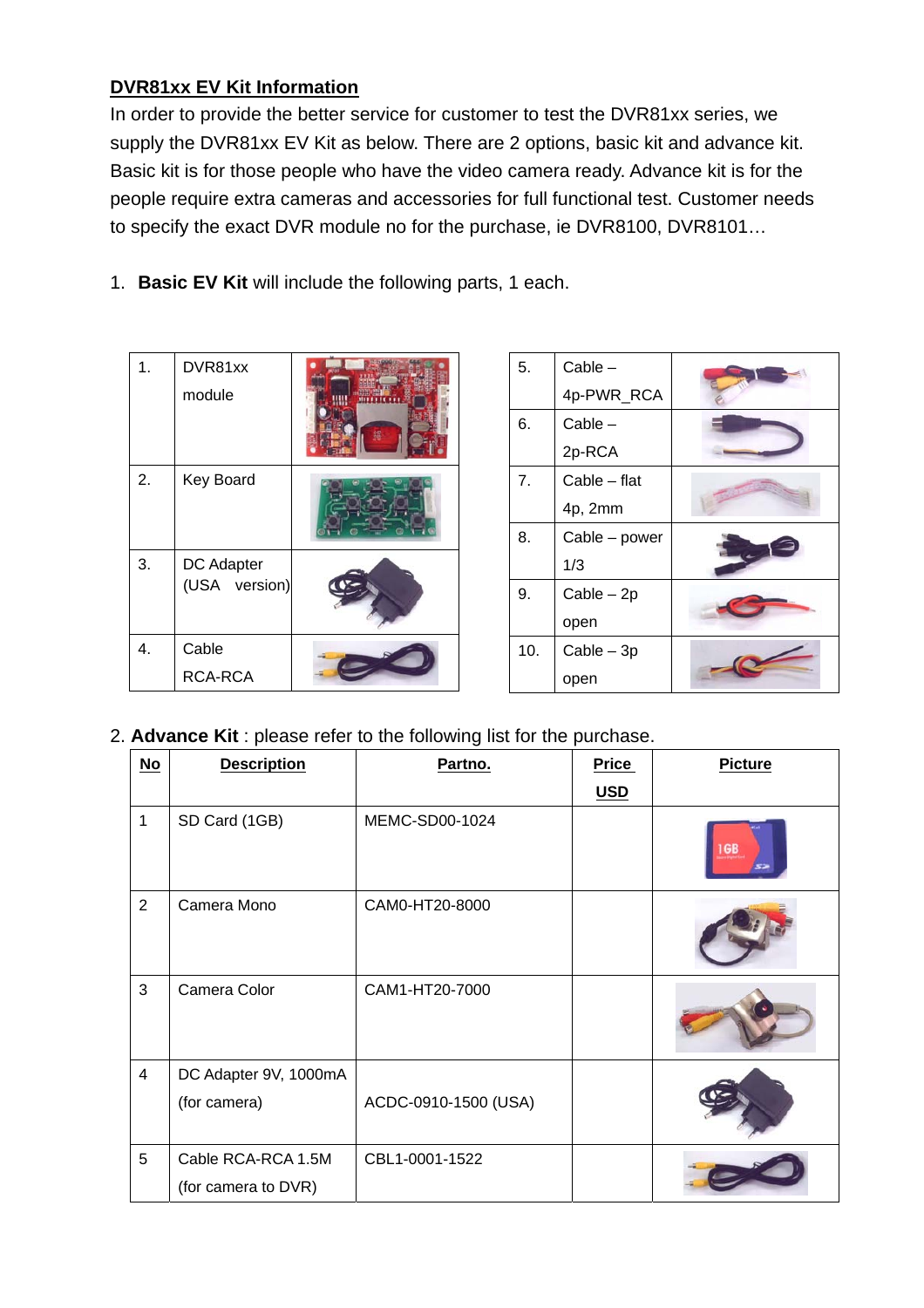## DVR81xx EV Kit Information

In order to provide the better service for customer to test the DVR81xx series, we supply the DVR81xx EV Kit as below. There are 2 options, basic kit and advance kit. Basic kit is for those people who have the video camera ready. Advance kit is for the people require extra cameras and accessories for full functional test. Customer needs to specify the exact DVR module no for the purchase, ie DVR8100, DVR8101…

1. **Basic EV Kit** will include the following parts, 1 each.

| No. | Item | Picture |
|---|---|---|
| 1. | DVR81xx module | |
| 2. | Key Board | |
| 3. | DC Adapter (USA version) | |
| 4. | Cable RCA-RCA | |

| No. | Item | Picture |
|---|---|---|
| 5. | Cable – 4p-PWR_RCA | |
| 6. | Cable – 2p-RCA | |
| 7. | Cable – flat 4p, 2mm | |
| 8. | Cable – power 1/3 | |
| 9. | Cable – 2p open | |
| 10. | Cable – 3p open | |

2. **Advance Kit** : please refer to the following list for the purchase.

| No | Description | Partno. | Price USD | Picture |
|---|---|---|---|---|
| 1 | SD Card (1GB) | MEMC-SD00-1024 | | |
| 2 | Camera Mono | CAM0-HT20-8000 | | |
| 3 | Camera Color | CAM1-HT20-7000 | | |
| 4 | DC Adapter 9V, 1000mA (for camera) | ACDC-0910-1500 (USA) | | |
| 5 | Cable RCA-RCA 1.5M (for camera to DVR) | CBL1-0001-1522 | | |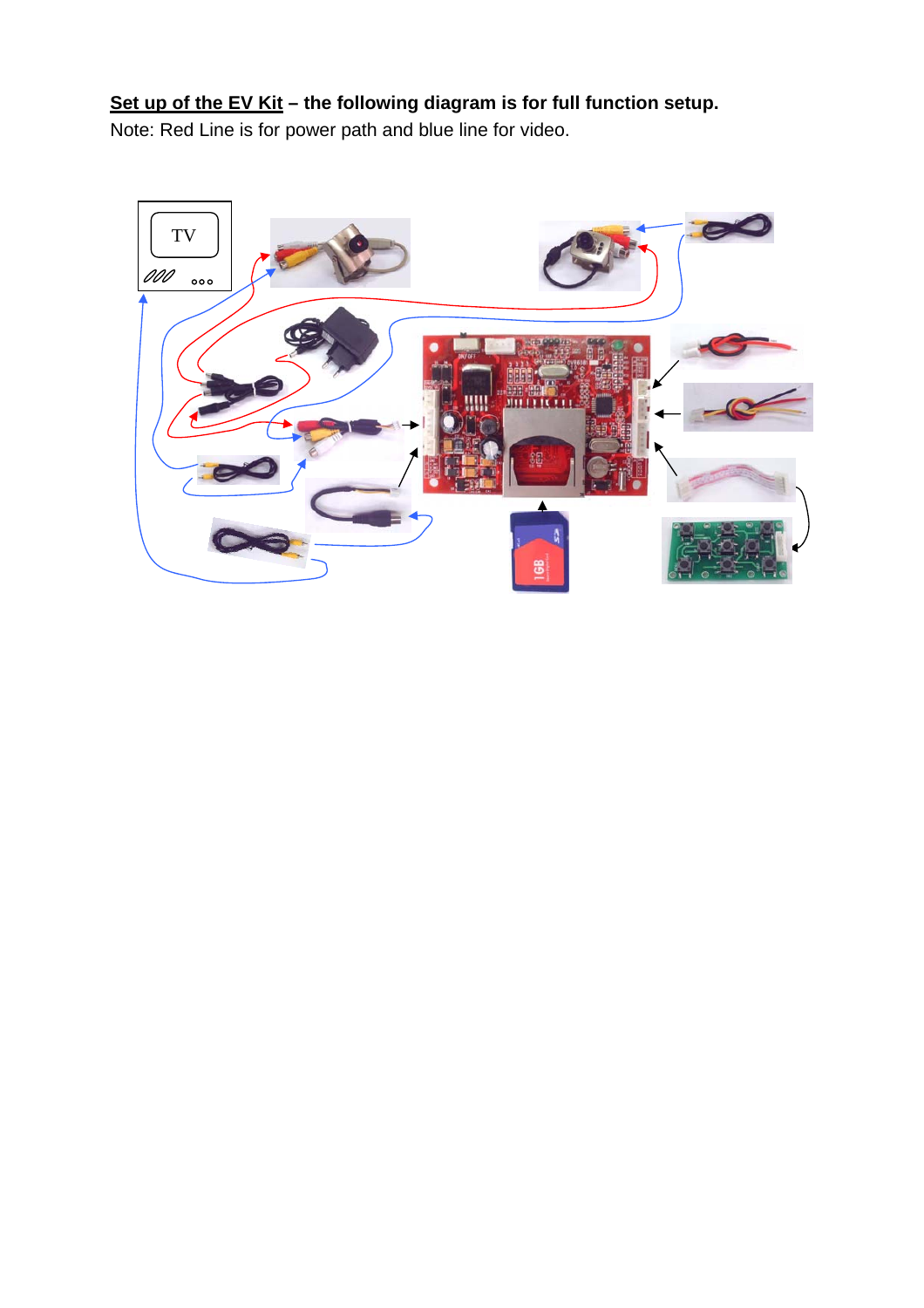**<u>Set up of the EV Kit</u> – the following diagram is for full function setup.**

Note: Red Line is for power path and blue line for video.

TV